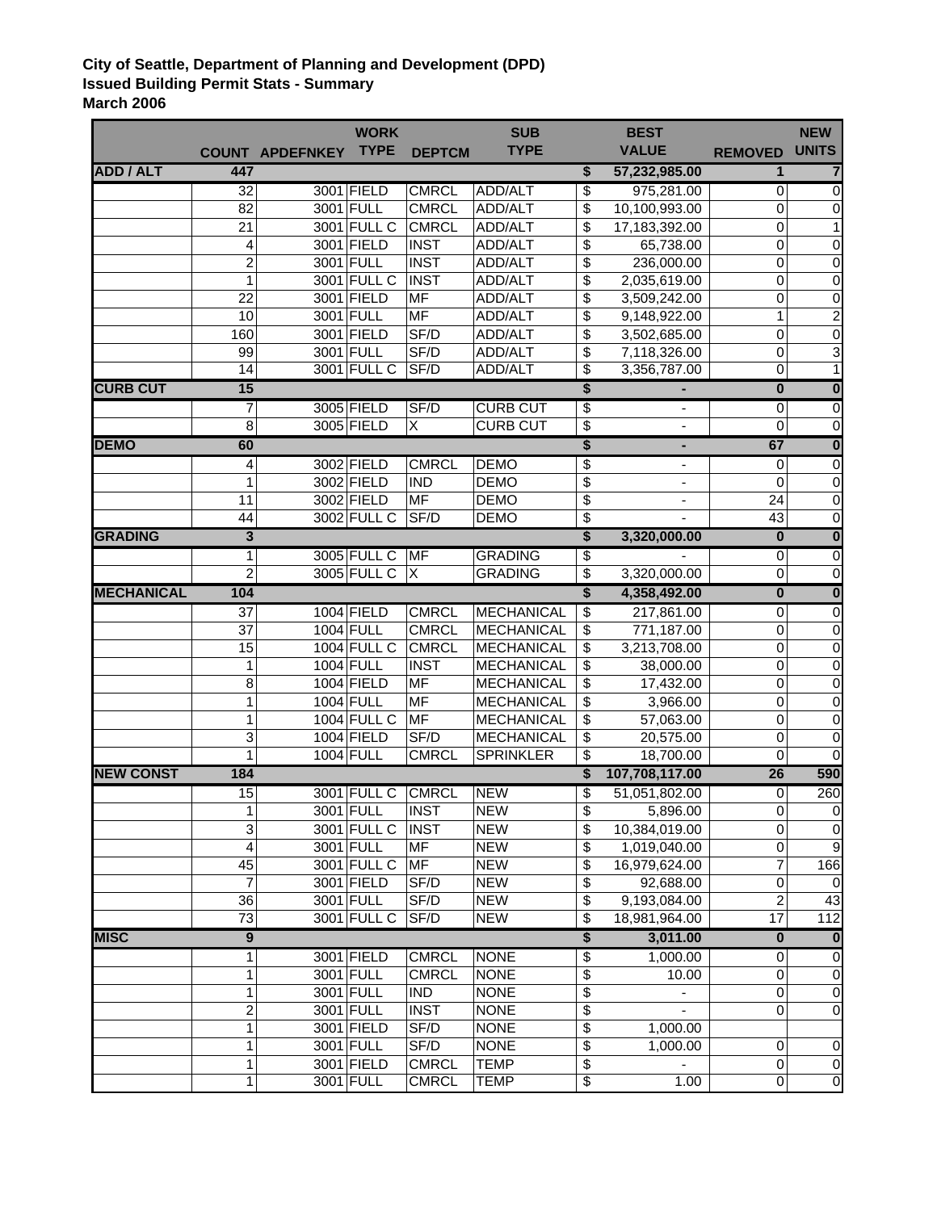**City of Seattle, Department of Planning and Development (DPD)**
**Issued Building Permit Stats - Summary**
**March 2006**

| | COUNT | APDEFNKEY | WORK TYPE | DEPTCM | SUB TYPE | | BEST VALUE | REMOVED | NEW UNITS |
|---|---|---|---|---|---|---|---|---|---|
| **ADD / ALT** | **447** | | | | | **$** | **57,232,985.00** | **1** | **7** |
| | 32 | 3001 | FIELD | CMRCL | ADD/ALT | $ | 975,281.00 | 0 | 0 |
| | 82 | 3001 | FULL | CMRCL | ADD/ALT | $ | 10,100,993.00 | 0 | 0 |
| | 21 | 3001 | FULL C | CMRCL | ADD/ALT | $ | 17,183,392.00 | 0 | 1 |
| | 4 | 3001 | FIELD | INST | ADD/ALT | $ | 65,738.00 | 0 | 0 |
| | 2 | 3001 | FULL | INST | ADD/ALT | $ | 236,000.00 | 0 | 0 |
| | 1 | 3001 | FULL C | INST | ADD/ALT | $ | 2,035,619.00 | 0 | 0 |
| | 22 | 3001 | FIELD | MF | ADD/ALT | $ | 3,509,242.00 | 0 | 0 |
| | 10 | 3001 | FULL | MF | ADD/ALT | $ | 9,148,922.00 | 1 | 2 |
| | 160 | 3001 | FIELD | SF/D | ADD/ALT | $ | 3,502,685.00 | 0 | 0 |
| | 99 | 3001 | FULL | SF/D | ADD/ALT | $ | 7,118,326.00 | 0 | 3 |
| | 14 | 3001 | FULL C | SF/D | ADD/ALT | $ | 3,356,787.00 | 0 | 1 |
| **CURB CUT** | **15** | | | | | **$** | **-** | **0** | **0** |
| | 7 | 3005 | FIELD | SF/D | CURB CUT | $ | - | 0 | 0 |
| | 8 | 3005 | FIELD | X | CURB CUT | $ | - | 0 | 0 |
| **DEMO** | **60** | | | | | **$** | **-** | **67** | **0** |
| | 4 | 3002 | FIELD | CMRCL | DEMO | $ | - | 0 | 0 |
| | 1 | 3002 | FIELD | IND | DEMO | $ | - | 0 | 0 |
| | 11 | 3002 | FIELD | MF | DEMO | $ | - | 24 | 0 |
| | 44 | 3002 | FULL C | SF/D | DEMO | $ | - | 43 | 0 |
| **GRADING** | **3** | | | | | **$** | **3,320,000.00** | **0** | **0** |
| | 1 | 3005 | FULL C | MF | GRADING | $ | - | 0 | 0 |
| | 2 | 3005 | FULL C | X | GRADING | $ | 3,320,000.00 | 0 | 0 |
| **MECHANICAL** | **104** | | | | | **$** | **4,358,492.00** | **0** | **0** |
| | 37 | 1004 | FIELD | CMRCL | MECHANICAL | $ | 217,861.00 | 0 | 0 |
| | 37 | 1004 | FULL | CMRCL | MECHANICAL | $ | 771,187.00 | 0 | 0 |
| | 15 | 1004 | FULL C | CMRCL | MECHANICAL | $ | 3,213,708.00 | 0 | 0 |
| | 1 | 1004 | FULL | INST | MECHANICAL | $ | 38,000.00 | 0 | 0 |
| | 8 | 1004 | FIELD | MF | MECHANICAL | $ | 17,432.00 | 0 | 0 |
| | 1 | 1004 | FULL | MF | MECHANICAL | $ | 3,966.00 | 0 | 0 |
| | 1 | 1004 | FULL C | MF | MECHANICAL | $ | 57,063.00 | 0 | 0 |
| | 3 | 1004 | FIELD | SF/D | MECHANICAL | $ | 20,575.00 | 0 | 0 |
| | 1 | 1004 | FULL | CMRCL | SPRINKLER | $ | 18,700.00 | 0 | 0 |
| **NEW CONST** | **184** | | | | | **$** | **107,708,117.00** | **26** | **590** |
| | 15 | 3001 | FULL C | CMRCL | NEW | $ | 51,051,802.00 | 0 | 260 |
| | 1 | 3001 | FULL | INST | NEW | $ | 5,896.00 | 0 | 0 |
| | 3 | 3001 | FULL C | INST | NEW | $ | 10,384,019.00 | 0 | 0 |
| | 4 | 3001 | FULL | MF | NEW | $ | 1,019,040.00 | 0 | 9 |
| | 45 | 3001 | FULL C | MF | NEW | $ | 16,979,624.00 | 7 | 166 |
| | 7 | 3001 | FIELD | SF/D | NEW | $ | 92,688.00 | 0 | 0 |
| | 36 | 3001 | FULL | SF/D | NEW | $ | 9,193,084.00 | 2 | 43 |
| | 73 | 3001 | FULL C | SF/D | NEW | $ | 18,981,964.00 | 17 | 112 |
| **MISC** | **9** | | | | | **$** | **3,011.00** | **0** | **0** |
| | 1 | 3001 | FIELD | CMRCL | NONE | $ | 1,000.00 | 0 | 0 |
| | 1 | 3001 | FULL | CMRCL | NONE | $ | 10.00 | 0 | 0 |
| | 1 | 3001 | FULL | IND | NONE | $ | - | 0 | 0 |
| | 2 | 3001 | FULL | INST | NONE | $ | - | 0 | 0 |
| | 1 | 3001 | FIELD | SF/D | NONE | $ | 1,000.00 | | |
| | 1 | 3001 | FULL | SF/D | NONE | $ | 1,000.00 | 0 | 0 |
| | 1 | 3001 | FIELD | CMRCL | TEMP | $ | - | 0 | 0 |
| | 1 | 3001 | FULL | CMRCL | TEMP | $ | 1.00 | 0 | 0 |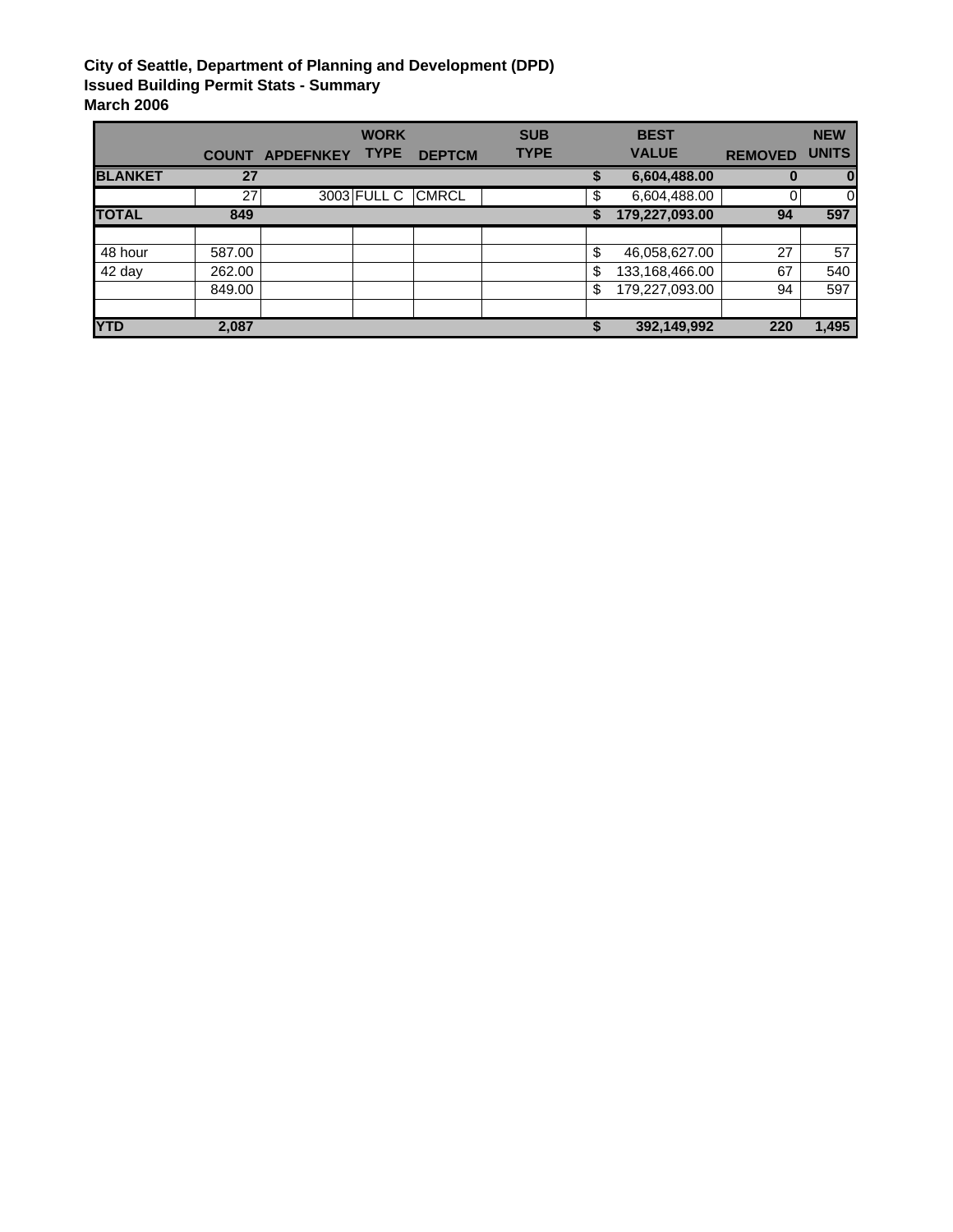**City of Seattle, Department of Planning and Development (DPD)**
**Issued Building Permit Stats - Summary**
**March 2006**

| | COUNT | APDEFNKEY | WORK TYPE | DEPTCM | SUB TYPE | BEST VALUE | REMOVED | NEW UNITS |
|---|---|---|---|---|---|---|---|---|
| **BLANKET** | **27** | | | | | **$ 6,604,488.00** | **0** | **0** |
| | 27 | 3003 | FULL C | CMRCL | | $ 6,604,488.00 | 0 | 0 |
| **TOTAL** | **849** | | | | | **$ 179,227,093.00** | **94** | **597** |
| | | | | | | | | |
| 48 hour | 587.00 | | | | | $ 46,058,627.00 | 27 | 57 |
| 42 day | 262.00 | | | | | $ 133,168,466.00 | 67 | 540 |
| | 849.00 | | | | | $ 179,227,093.00 | 94 | 597 |
| | | | | | | | | |
| **YTD** | **2,087** | | | | | **$ 392,149,992** | **220** | **1,495** |